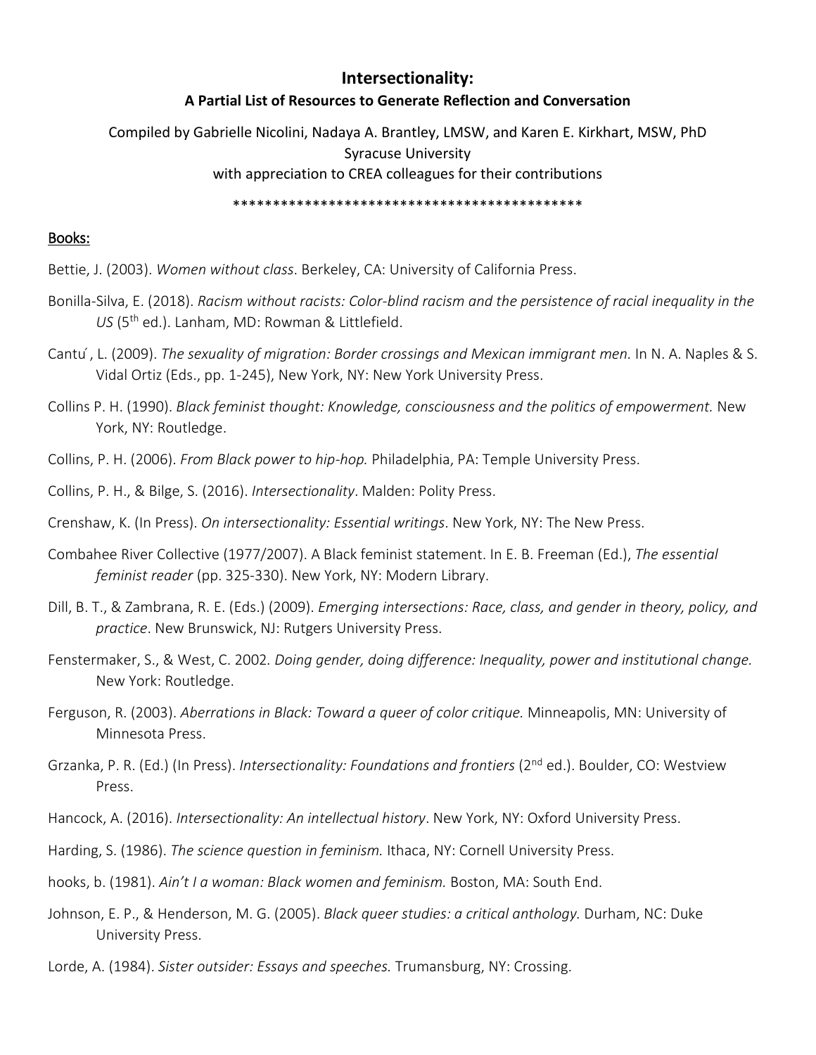# Intersectionality:

## A Partial List of Resources to Generate Reflection and Conversation

Compiled by Gabrielle Nicolini, Nadaya A. Brantley, LMSW, and Karen E. Kirkhart, MSW, PhD
Syracuse University
with appreciation to CREA colleagues for their contributions

*********************************************

### Books:

Bettie, J. (2003). *Women without class*. Berkeley, CA: University of California Press.

Bonilla-Silva, E. (2018). *Racism without racists: Color-blind racism and the persistence of racial inequality in the US* (5th ed.). Lanham, MD: Rowman & Littlefield.

Cantú, L. (2009). *The sexuality of migration: Border crossings and Mexican immigrant men.* In N. A. Naples & S. Vidal Ortiz (Eds., pp. 1-245), New York, NY: New York University Press.

Collins P. H. (1990). *Black feminist thought: Knowledge, consciousness and the politics of empowerment.* New York, NY: Routledge.

Collins, P. H. (2006). *From Black power to hip-hop.* Philadelphia, PA: Temple University Press.

Collins, P. H., & Bilge, S. (2016). *Intersectionality*. Malden: Polity Press.

Crenshaw, K. (In Press). *On intersectionality: Essential writings*. New York, NY: The New Press.

Combahee River Collective (1977/2007). A Black feminist statement. In E. B. Freeman (Ed.), *The essential feminist reader* (pp. 325-330). New York, NY: Modern Library.

Dill, B. T., & Zambrana, R. E. (Eds.) (2009). *Emerging intersections: Race, class, and gender in theory, policy, and practice*. New Brunswick, NJ: Rutgers University Press.

Fenstermaker, S., & West, C. 2002. *Doing gender, doing difference: Inequality, power and institutional change.* New York: Routledge.

Ferguson, R. (2003). *Aberrations in Black: Toward a queer of color critique.* Minneapolis, MN: University of Minnesota Press.

Grzanka, P. R. (Ed.) (In Press). *Intersectionality: Foundations and frontiers* (2nd ed.). Boulder, CO: Westview Press.

Hancock, A. (2016). *Intersectionality: An intellectual history*. New York, NY: Oxford University Press.

Harding, S. (1986). *The science question in feminism.* Ithaca, NY: Cornell University Press.

hooks, b. (1981). *Ain't I a woman: Black women and feminism.* Boston, MA: South End.

Johnson, E. P., & Henderson, M. G. (2005). *Black queer studies: a critical anthology.* Durham, NC: Duke University Press.

Lorde, A. (1984). *Sister outsider: Essays and speeches.* Trumansburg, NY: Crossing.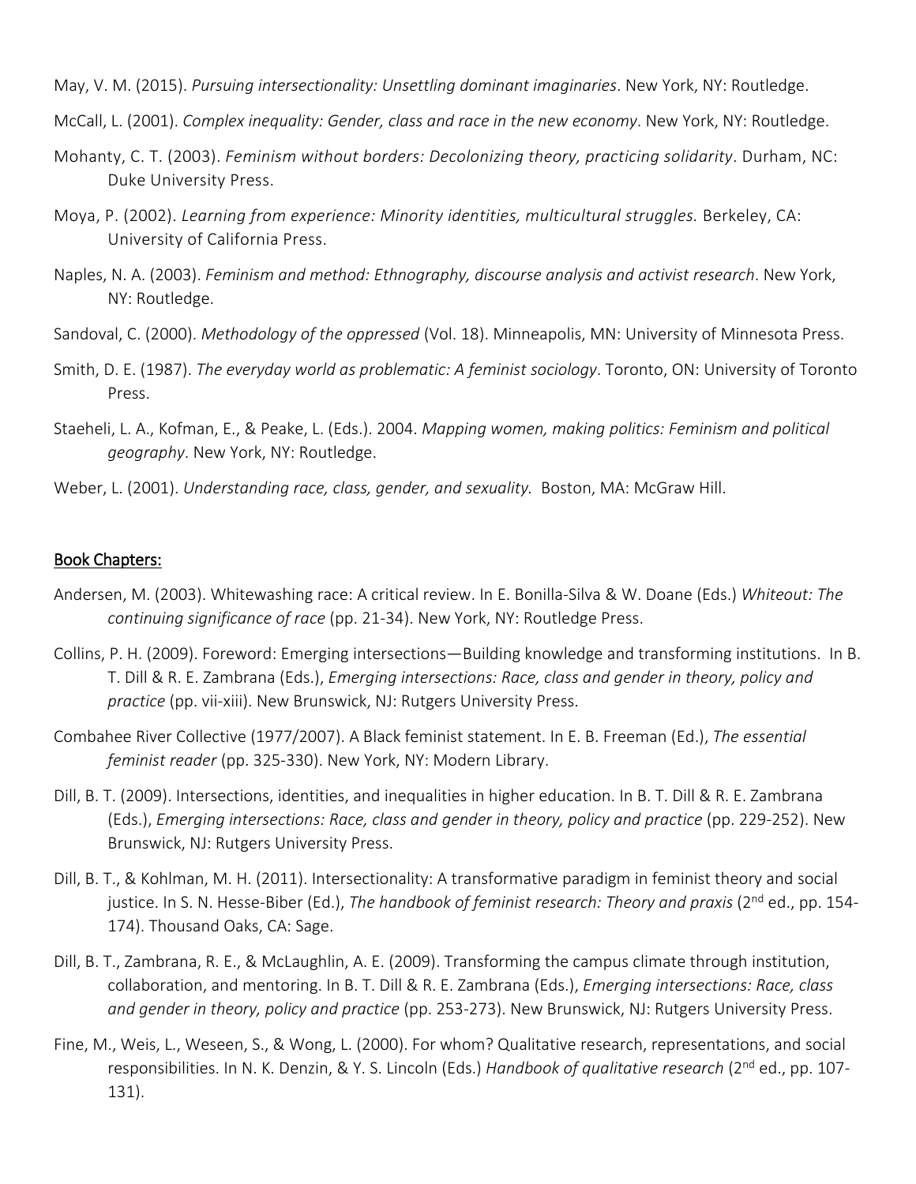May, V. M. (2015). *Pursuing intersectionality: Unsettling dominant imaginaries*. New York, NY: Routledge.

McCall, L. (2001). *Complex inequality: Gender, class and race in the new economy*. New York, NY: Routledge.

Mohanty, C. T. (2003). *Feminism without borders: Decolonizing theory, practicing solidarity*. Durham, NC: Duke University Press.

Moya, P. (2002). *Learning from experience: Minority identities, multicultural struggles.* Berkeley, CA: University of California Press.

Naples, N. A. (2003). *Feminism and method: Ethnography, discourse analysis and activist research*. New York, NY: Routledge.

Sandoval, C. (2000). *Methodology of the oppressed* (Vol. 18). Minneapolis, MN: University of Minnesota Press.

Smith, D. E. (1987). *The everyday world as problematic: A feminist sociology*. Toronto, ON: University of Toronto Press.

Staeheli, L. A., Kofman, E., & Peake, L. (Eds.). 2004. *Mapping women, making politics: Feminism and political geography*. New York, NY: Routledge.

Weber, L. (2001). *Understanding race, class, gender, and sexuality.* Boston, MA: McGraw Hill.

## Book Chapters:

Andersen, M. (2003). Whitewashing race: A critical review. In E. Bonilla-Silva & W. Doane (Eds.) *Whiteout: The continuing significance of race* (pp. 21-34). New York, NY: Routledge Press.

Collins, P. H. (2009). Foreword: Emerging intersections—Building knowledge and transforming institutions. In B. T. Dill & R. E. Zambrana (Eds.), *Emerging intersections: Race, class and gender in theory, policy and practice* (pp. vii-xiii). New Brunswick, NJ: Rutgers University Press.

Combahee River Collective (1977/2007). A Black feminist statement. In E. B. Freeman (Ed.), *The essential feminist reader* (pp. 325-330). New York, NY: Modern Library.

Dill, B. T. (2009). Intersections, identities, and inequalities in higher education. In B. T. Dill & R. E. Zambrana (Eds.), *Emerging intersections: Race, class and gender in theory, policy and practice* (pp. 229-252). New Brunswick, NJ: Rutgers University Press.

Dill, B. T., & Kohlman, M. H. (2011). Intersectionality: A transformative paradigm in feminist theory and social justice. In S. N. Hesse-Biber (Ed.), *The handbook of feminist research: Theory and praxis* (2nd ed., pp. 154-174). Thousand Oaks, CA: Sage.

Dill, B. T., Zambrana, R. E., & McLaughlin, A. E. (2009). Transforming the campus climate through institution, collaboration, and mentoring. In B. T. Dill & R. E. Zambrana (Eds.), *Emerging intersections: Race, class and gender in theory, policy and practice* (pp. 253-273). New Brunswick, NJ: Rutgers University Press.

Fine, M., Weis, L., Weseen, S., & Wong, L. (2000). For whom? Qualitative research, representations, and social responsibilities. In N. K. Denzin, & Y. S. Lincoln (Eds.) *Handbook of qualitative research* (2nd ed., pp. 107-131).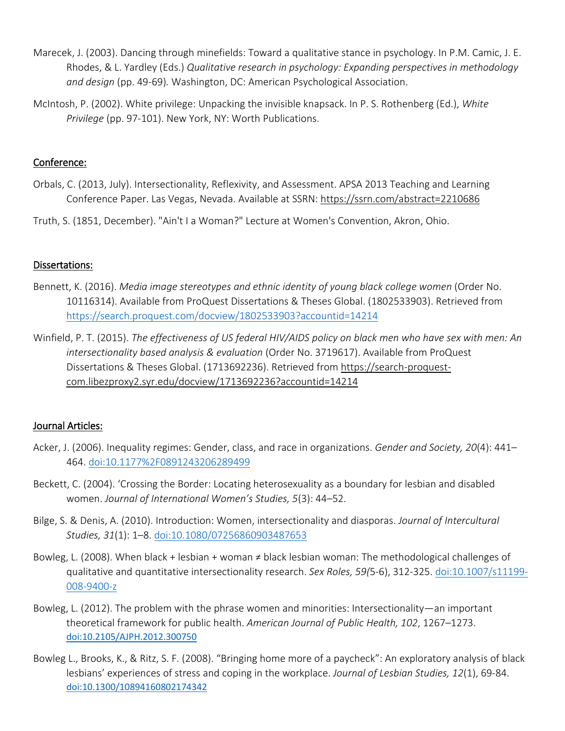Marecek, J. (2003). Dancing through minefields: Toward a qualitative stance in psychology. In P.M. Camic, J. E. Rhodes, & L. Yardley (Eds.) *Qualitative research in psychology: Expanding perspectives in methodology and design* (pp. 49-69). Washington, DC: American Psychological Association.

McIntosh, P. (2002). White privilege: Unpacking the invisible knapsack. In P. S. Rothenberg (Ed.), *White Privilege* (pp. 97-101). New York, NY: Worth Publications.

## Conference:

Orbals, C. (2013, July). Intersectionality, Reflexivity, and Assessment. APSA 2013 Teaching and Learning Conference Paper. Las Vegas, Nevada. Available at SSRN: https://ssrn.com/abstract=2210686

Truth, S. (1851, December). "Ain't I a Woman?" Lecture at Women's Convention, Akron, Ohio.

## Dissertations:

Bennett, K. (2016). *Media image stereotypes and ethnic identity of young black college women* (Order No. 10116314). Available from ProQuest Dissertations & Theses Global. (1802533903). Retrieved from https://search.proquest.com/docview/1802533903?accountid=14214

Winfield, P. T. (2015). *The effectiveness of US federal HIV/AIDS policy on black men who have sex with men: An intersectionality based analysis & evaluation* (Order No. 3719617). Available from ProQuest Dissertations & Theses Global. (1713692236). Retrieved from https://search-proquest-com.libezproxy2.syr.edu/docview/1713692236?accountid=14214

## Journal Articles:

Acker, J. (2006). Inequality regimes: Gender, class, and race in organizations. *Gender and Society, 20*(4): 441–464. doi:10.1177%2F0891243206289499

Beckett, C. (2004). 'Crossing the Border: Locating heterosexuality as a boundary for lesbian and disabled women. *Journal of International Women's Studies, 5*(3): 44–52.

Bilge, S. & Denis, A. (2010). Introduction: Women, intersectionality and diasporas. *Journal of Intercultural Studies, 31*(1): 1–8. doi:10.1080/07256860903487653

Bowleg, L. (2008). When black + lesbian + woman ≠ black lesbian woman: The methodological challenges of qualitative and quantitative intersectionality research. *Sex Roles, 59(*5-6), 312-325. doi:10.1007/s11199-008-9400-z

Bowleg, L. (2012). The problem with the phrase women and minorities: Intersectionality—an important theoretical framework for public health. *American Journal of Public Health, 102*, 1267–1273. doi:10.2105/AJPH.2012.300750

Bowleg L., Brooks, K., & Ritz, S. F. (2008). "Bringing home more of a paycheck": An exploratory analysis of black lesbians' experiences of stress and coping in the workplace. *Journal of Lesbian Studies, 12*(1), 69-84. doi:10.1300/10894160802174342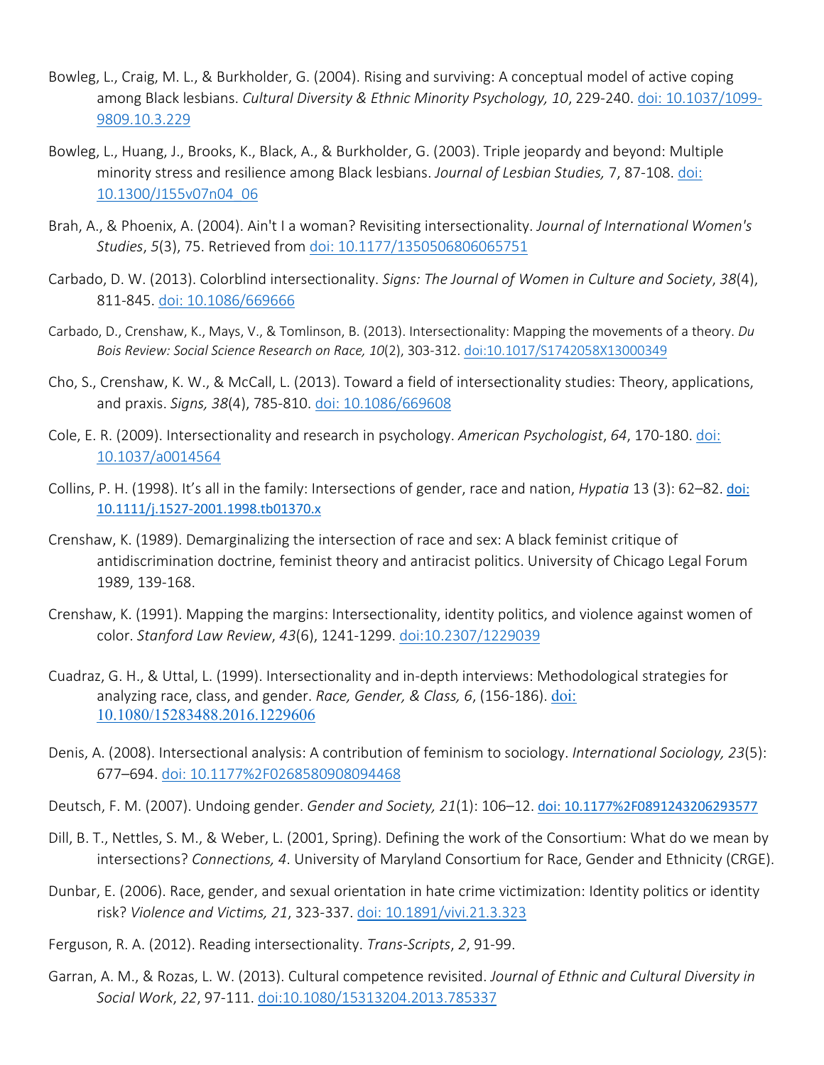Bowleg, L., Craig, M. L., & Burkholder, G. (2004). Rising and surviving: A conceptual model of active coping among Black lesbians. *Cultural Diversity & Ethnic Minority Psychology, 10*, 229-240. doi: 10.1037/1099-9809.10.3.229

Bowleg, L., Huang, J., Brooks, K., Black, A., & Burkholder, G. (2003). Triple jeopardy and beyond: Multiple minority stress and resilience among Black lesbians. *Journal of Lesbian Studies,* 7, 87-108. doi: 10.1300/J155v07n04_06

Brah, A., & Phoenix, A. (2004). Ain't I a woman? Revisiting intersectionality. *Journal of International Women's Studies*, *5*(3), 75. Retrieved from doi: 10.1177/1350506806065751

Carbado, D. W. (2013). Colorblind intersectionality. *Signs: The Journal of Women in Culture and Society*, *38*(4), 811-845. doi: 10.1086/669666

Carbado, D., Crenshaw, K., Mays, V., & Tomlinson, B. (2013). Intersectionality: Mapping the movements of a theory. *Du Bois Review: Social Science Research on Race, 10*(2), 303-312. doi:10.1017/S1742058X13000349

Cho, S., Crenshaw, K. W., & McCall, L. (2013). Toward a field of intersectionality studies: Theory, applications, and praxis. *Signs, 38*(4), 785-810. doi: 10.1086/669608

Cole, E. R. (2009). Intersectionality and research in psychology. *American Psychologist*, *64*, 170-180. doi: 10.1037/a0014564

Collins, P. H. (1998). It's all in the family: Intersections of gender, race and nation, *Hypatia* 13 (3): 62–82. doi: 10.1111/j.1527-2001.1998.tb01370.x

Crenshaw, K. (1989). Demarginalizing the intersection of race and sex: A black feminist critique of antidiscrimination doctrine, feminist theory and antiracist politics. University of Chicago Legal Forum 1989, 139-168.

Crenshaw, K. (1991). Mapping the margins: Intersectionality, identity politics, and violence against women of color. *Stanford Law Review*, *43*(6), 1241-1299. doi:10.2307/1229039

Cuadraz, G. H., & Uttal, L. (1999). Intersectionality and in-depth interviews: Methodological strategies for analyzing race, class, and gender. *Race, Gender, & Class, 6*, (156-186). doi: 10.1080/15283488.2016.1229606

Denis, A. (2008). Intersectional analysis: A contribution of feminism to sociology. *International Sociology, 23*(5): 677–694. doi: 10.1177%2F0268580908094468

Deutsch, F. M. (2007). Undoing gender. *Gender and Society, 21*(1): 106–12. doi: 10.1177%2F0891243206293577

Dill, B. T., Nettles, S. M., & Weber, L. (2001, Spring). Defining the work of the Consortium: What do we mean by intersections? *Connections, 4*. University of Maryland Consortium for Race, Gender and Ethnicity (CRGE).

Dunbar, E. (2006). Race, gender, and sexual orientation in hate crime victimization: Identity politics or identity risk? *Violence and Victims, 21*, 323-337. doi: 10.1891/vivi.21.3.323

Ferguson, R. A. (2012). Reading intersectionality. *Trans-Scripts*, *2*, 91-99.

Garran, A. M., & Rozas, L. W. (2013). Cultural competence revisited. *Journal of Ethnic and Cultural Diversity in Social Work*, *22*, 97-111. doi:10.1080/15313204.2013.785337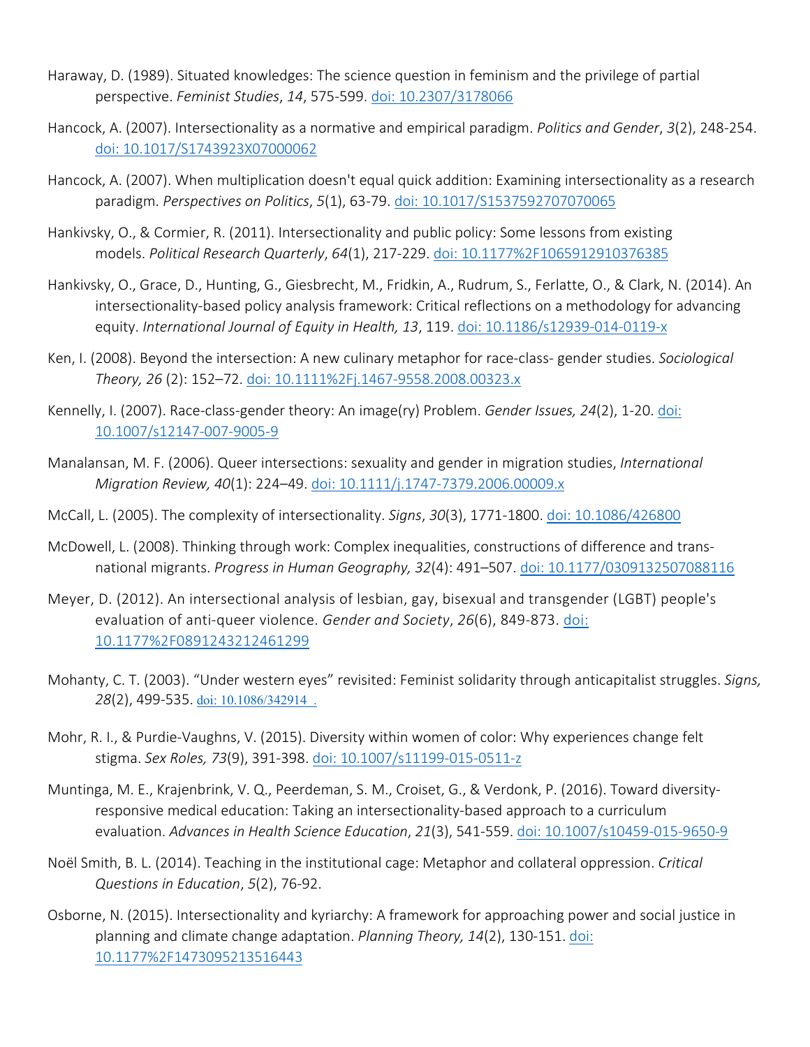Haraway, D. (1989). Situated knowledges: The science question in feminism and the privilege of partial perspective. *Feminist Studies*, *14*, 575-599. [doi: 10.2307/3178066](https://doi.org/10.2307/3178066)

Hancock, A. (2007). Intersectionality as a normative and empirical paradigm. *Politics and Gender*, *3*(2), 248-254. [doi: 10.1017/S1743923X07000062](https://doi.org/10.1017/S1743923X07000062)

Hancock, A. (2007). When multiplication doesn't equal quick addition: Examining intersectionality as a research paradigm. *Perspectives on Politics*, *5*(1), 63-79. [doi: 10.1017/S1537592707070065](https://doi.org/10.1017/S1537592707070065)

Hankivsky, O., & Cormier, R. (2011). Intersectionality and public policy: Some lessons from existing models. *Political Research Quarterly*, *64*(1), 217-229. [doi: 10.1177%2F1065912910376385](https://doi.org/10.1177%2F1065912910376385)

Hankivsky, O., Grace, D., Hunting, G., Giesbrecht, M., Fridkin, A., Rudrum, S., Ferlatte, O., & Clark, N. (2014). An intersectionality-based policy analysis framework: Critical reflections on a methodology for advancing equity. *International Journal of Equity in Health, 13*, 119. [doi: 10.1186/s12939-014-0119-x](https://doi.org/10.1186/s12939-014-0119-x)

Ken, I. (2008). Beyond the intersection: A new culinary metaphor for race-class- gender studies. *Sociological Theory, 26* (2): 152–72. [doi: 10.1111%2Fj.1467-9558.2008.00323.x](https://doi.org/10.1111%2Fj.1467-9558.2008.00323.x)

Kennelly, I. (2007). Race-class-gender theory: An image(ry) Problem. *Gender Issues, 24*(2), 1-20. [doi: 10.1007/s12147-007-9005-9](https://doi.org/10.1007/s12147-007-9005-9)

Manalansan, M. F. (2006). Queer intersections: sexuality and gender in migration studies, *International Migration Review, 40*(1): 224–49. [doi: 10.1111/j.1747-7379.2006.00009.x](https://doi.org/10.1111/j.1747-7379.2006.00009.x)

McCall, L. (2005). The complexity of intersectionality. *Signs*, *30*(3), 1771-1800. [doi: 10.1086/426800](https://doi.org/10.1086/426800)

McDowell, L. (2008). Thinking through work: Complex inequalities, constructions of difference and trans-national migrants. *Progress in Human Geography, 32*(4): 491–507. [doi: 10.1177/0309132507088116](https://doi.org/10.1177/0309132507088116)

Meyer, D. (2012). An intersectional analysis of lesbian, gay, bisexual and transgender (LGBT) people's evaluation of anti-queer violence. *Gender and Society*, *26*(6), 849-873. [doi: 10.1177%2F0891243212461299](https://doi.org/10.1177%2F0891243212461299)

Mohanty, C. T. (2003). "Under western eyes" revisited: Feminist solidarity through anticapitalist struggles. *Signs, 28*(2), 499-535. [doi: 10.1086/342914 .](https://doi.org/10.1086/342914)

Mohr, R. I., & Purdie-Vaughns, V. (2015). Diversity within women of color: Why experiences change felt stigma. *Sex Roles, 73*(9), 391-398. [doi: 10.1007/s11199-015-0511-z](https://doi.org/10.1007/s11199-015-0511-z)

Muntinga, M. E., Krajenbrink, V. Q., Peerdeman, S. M., Croiset, G., & Verdonk, P. (2016). Toward diversity-responsive medical education: Taking an intersectionality-based approach to a curriculum evaluation. *Advances in Health Science Education*, *21*(3), 541-559. [doi: 10.1007/s10459-015-9650-9](https://doi.org/10.1007/s10459-015-9650-9)

Noël Smith, B. L. (2014). Teaching in the institutional cage: Metaphor and collateral oppression. *Critical Questions in Education*, *5*(2), 76-92.

Osborne, N. (2015). Intersectionality and kyriarchy: A framework for approaching power and social justice in planning and climate change adaptation. *Planning Theory, 14*(2), 130-151. [doi: 10.1177%2F1473095213516443](https://doi.org/10.1177%2F1473095213516443)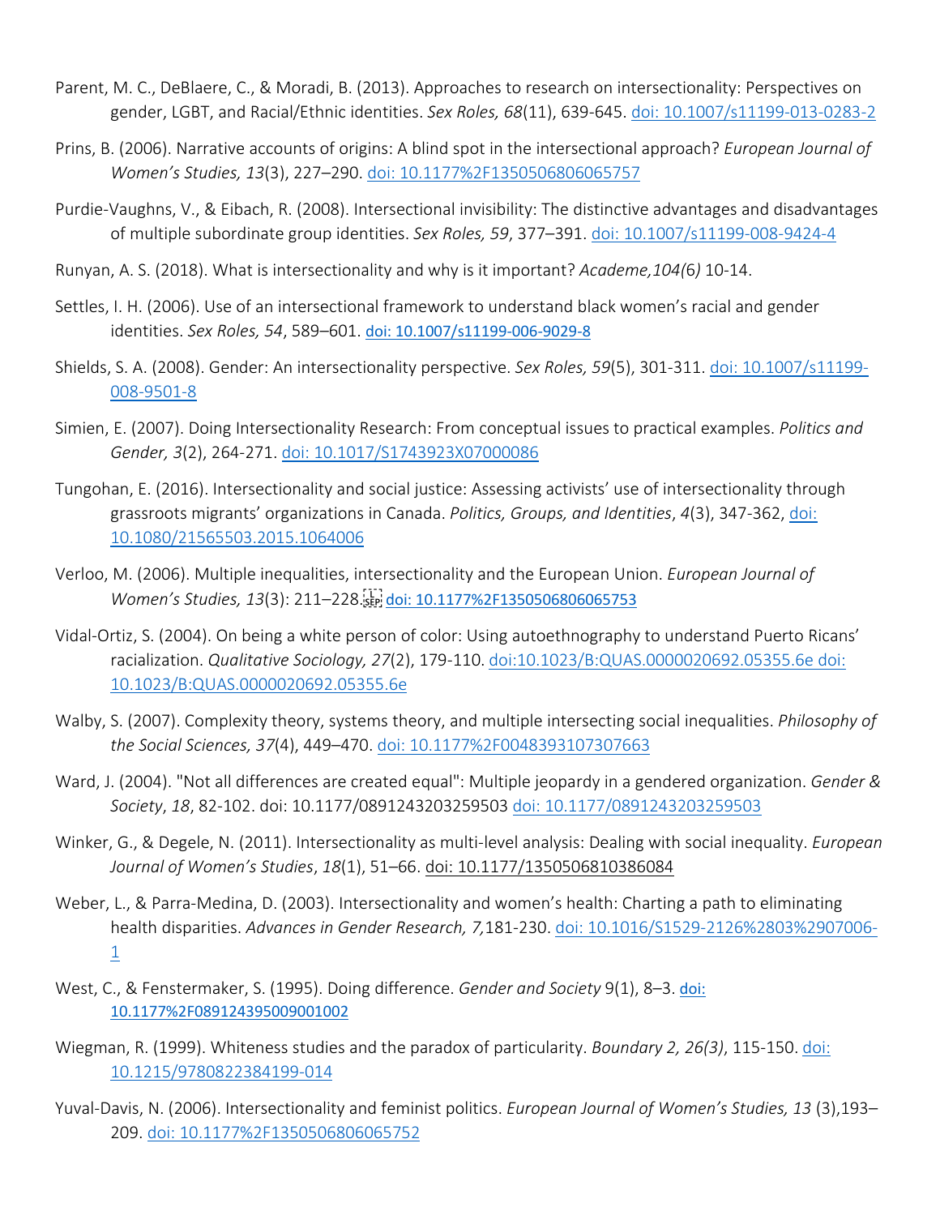Parent, M. C., DeBlaere, C., & Moradi, B. (2013). Approaches to research on intersectionality: Perspectives on gender, LGBT, and Racial/Ethnic identities. *Sex Roles, 68*(11), 639-645. doi: 10.1007/s11199-013-0283-2

Prins, B. (2006). Narrative accounts of origins: A blind spot in the intersectional approach? *European Journal of Women's Studies, 13*(3), 227–290. doi: 10.1177%2F1350506806065757

Purdie-Vaughns, V., & Eibach, R. (2008). Intersectional invisibility: The distinctive advantages and disadvantages of multiple subordinate group identities. *Sex Roles, 59*, 377–391. doi: 10.1007/s11199-008-9424-4

Runyan, A. S. (2018). What is intersectionality and why is it important? *Academe,104(6)* 10-14.

Settles, I. H. (2006). Use of an intersectional framework to understand black women's racial and gender identities. *Sex Roles, 54*, 589–601. doi: 10.1007/s11199-006-9029-8

Shields, S. A. (2008). Gender: An intersectionality perspective. *Sex Roles, 59*(5), 301-311. doi: 10.1007/s11199-008-9501-8

Simien, E. (2007). Doing Intersectionality Research: From conceptual issues to practical examples. *Politics and Gender, 3*(2), 264-271. doi: 10.1017/S1743923X07000086

Tungohan, E. (2016). Intersectionality and social justice: Assessing activists' use of intersectionality through grassroots migrants' organizations in Canada. *Politics, Groups, and Identities*, *4*(3), 347-362, doi: 10.1080/21565503.2015.1064006

Verloo, M. (2006). Multiple inequalities, intersectionality and the European Union. *European Journal of Women's Studies, 13*(3): 211–228. doi: 10.1177%2F1350506806065753

Vidal-Ortiz, S. (2004). On being a white person of color: Using autoethnography to understand Puerto Ricans' racialization. *Qualitative Sociology, 27*(2), 179-110. doi:10.1023/B:QUAS.0000020692.05355.6e doi: 10.1023/B:QUAS.0000020692.05355.6e

Walby, S. (2007). Complexity theory, systems theory, and multiple intersecting social inequalities. *Philosophy of the Social Sciences, 37*(4), 449–470. doi: 10.1177%2F0048393107307663

Ward, J. (2004). "Not all differences are created equal": Multiple jeopardy in a gendered organization. *Gender & Society*, *18*, 82-102. doi: 10.1177/0891243203259503 doi: 10.1177/0891243203259503

Winker, G., & Degele, N. (2011). Intersectionality as multi-level analysis: Dealing with social inequality. *European Journal of Women's Studies*, *18*(1), 51–66. doi: 10.1177/1350506810386084

Weber, L., & Parra-Medina, D. (2003). Intersectionality and women's health: Charting a path to eliminating health disparities. *Advances in Gender Research, 7,*181-230. doi: 10.1016/S1529-2126%2803%2907006-1

West, C., & Fenstermaker, S. (1995). Doing difference. *Gender and Society* 9(1), 8–3. doi: 10.1177%2F089124395009001002

Wiegman, R. (1999). Whiteness studies and the paradox of particularity. *Boundary 2, 26(3)*, 115-150. doi: 10.1215/9780822384199-014

Yuval-Davis, N. (2006). Intersectionality and feminist politics. *European Journal of Women's Studies, 13* (3),193–209. doi: 10.1177%2F1350506806065752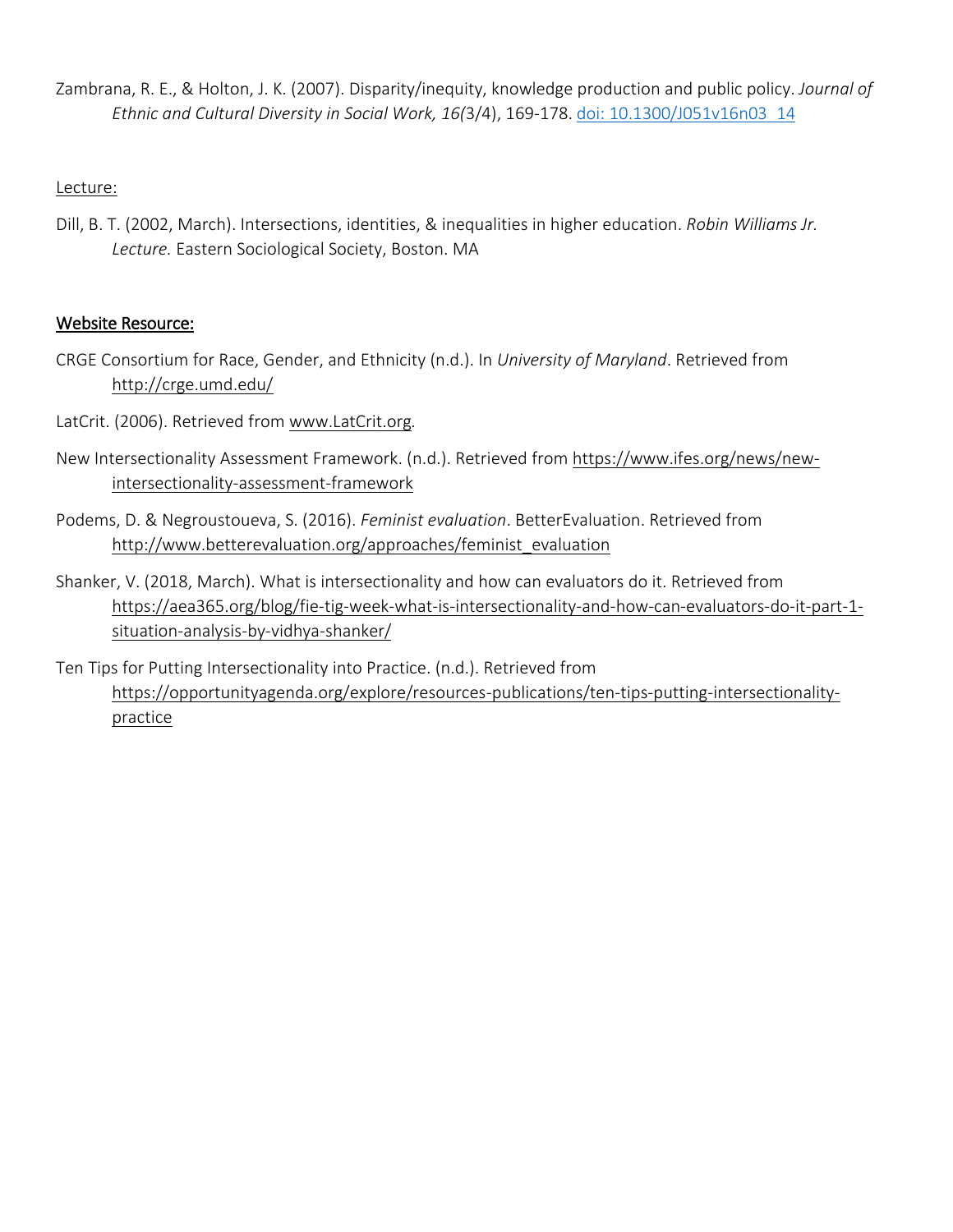Zambrana, R. E., & Holton, J. K. (2007). Disparity/inequity, knowledge production and public policy. *Journal of Ethnic and Cultural Diversity in Social Work, 16(*3/4), 169-178. doi: 10.1300/J051v16n03_14

Lecture:

Dill, B. T. (2002, March). Intersections, identities, & inequalities in higher education. *Robin Williams Jr. Lecture.* Eastern Sociological Society, Boston. MA

**Website Resource:**

CRGE Consortium for Race, Gender, and Ethnicity (n.d.). In *University of Maryland*. Retrieved from http://crge.umd.edu/

LatCrit. (2006). Retrieved from www.LatCrit.org.

New Intersectionality Assessment Framework. (n.d.). Retrieved from https://www.ifes.org/news/new-intersectionality-assessment-framework

Podems, D. & Negroustoueva, S. (2016). *Feminist evaluation*. BetterEvaluation. Retrieved from http://www.betterevaluation.org/approaches/feminist_evaluation

Shanker, V. (2018, March). What is intersectionality and how can evaluators do it. Retrieved from https://aea365.org/blog/fie-tig-week-what-is-intersectionality-and-how-can-evaluators-do-it-part-1-situation-analysis-by-vidhya-shanker/

Ten Tips for Putting Intersectionality into Practice. (n.d.). Retrieved from https://opportunityagenda.org/explore/resources-publications/ten-tips-putting-intersectionality-practice